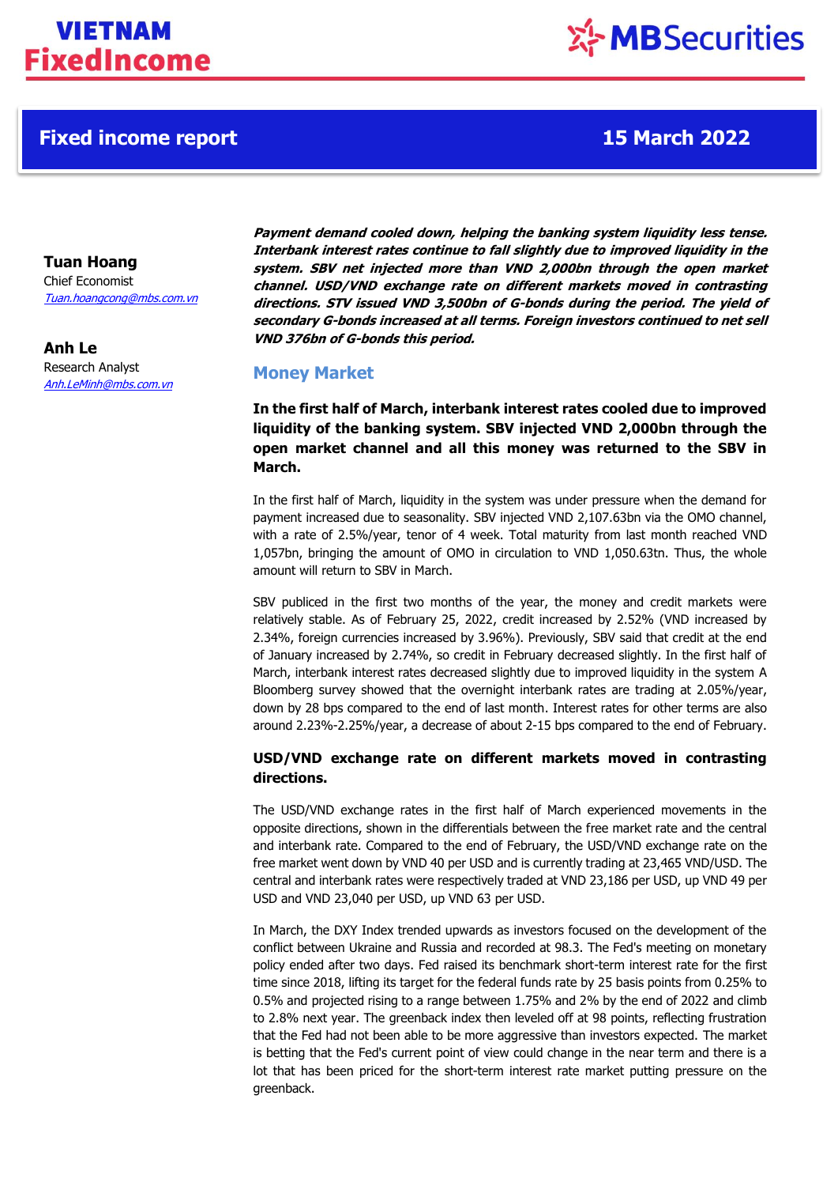# VIETNAM FixedIncome

MBSecurities

## Fixed income report

**15 March 2022**

**Tuan Hoang**
Chief Economist
Tuan.hoangcong@mbs.com.vn

**Anh Le**
Research Analyst
Anh.LeMinh@mbs.com.vn

***Payment demand cooled down, helping the banking system liquidity less tense. Interbank interest rates continue to fall slightly due to improved liquidity in the system. SBV net injected more than VND 2,000bn through the open market channel. USD/VND exchange rate on different markets moved in contrasting directions. STV issued VND 3,500bn of G-bonds during the period. The yield of secondary G-bonds increased at all terms. Foreign investors continued to net sell VND 376bn of G-bonds this period.***

## Money Market

**In the first half of March, interbank interest rates cooled due to improved liquidity of the banking system. SBV injected VND 2,000bn through the open market channel and all this money was returned to the SBV in March.**

In the first half of March, liquidity in the system was under pressure when the demand for payment increased due to seasonality. SBV injected VND 2,107.63bn via the OMO channel, with a rate of 2.5%/year, tenor of 4 week. Total maturity from last month reached VND 1,057bn, bringing the amount of OMO in circulation to VND 1,050.63tn. Thus, the whole amount will return to SBV in March.

SBV publiced in the first two months of the year, the money and credit markets were relatively stable. As of February 25, 2022, credit increased by 2.52% (VND increased by 2.34%, foreign currencies increased by 3.96%). Previously, SBV said that credit at the end of January increased by 2.74%, so credit in February decreased slightly. In the first half of March, interbank interest rates decreased slightly due to improved liquidity in the system A Bloomberg survey showed that the overnight interbank rates are trading at 2.05%/year, down by 28 bps compared to the end of last month. Interest rates for other terms are also around 2.23%-2.25%/year, a decrease of about 2-15 bps compared to the end of February.

**USD/VND exchange rate on different markets moved in contrasting directions.**

The USD/VND exchange rates in the first half of March experienced movements in the opposite directions, shown in the differentials between the free market rate and the central and interbank rate. Compared to the end of February, the USD/VND exchange rate on the free market went down by VND 40 per USD and is currently trading at 23,465 VND/USD. The central and interbank rates were respectively traded at VND 23,186 per USD, up VND 49 per USD and VND 23,040 per USD, up VND 63 per USD.

In March, the DXY Index trended upwards as investors focused on the development of the conflict between Ukraine and Russia and recorded at 98.3. The Fed's meeting on monetary policy ended after two days. Fed raised its benchmark short-term interest rate for the first time since 2018, lifting its target for the federal funds rate by 25 basis points from 0.25% to 0.5% and projected rising to a range between 1.75% and 2% by the end of 2022 and climb to 2.8% next year. The greenback index then leveled off at 98 points, reflecting frustration that the Fed had not been able to be more aggressive than investors expected. The market is betting that the Fed's current point of view could change in the near term and there is a lot that has been priced for the short-term interest rate market putting pressure on the greenback.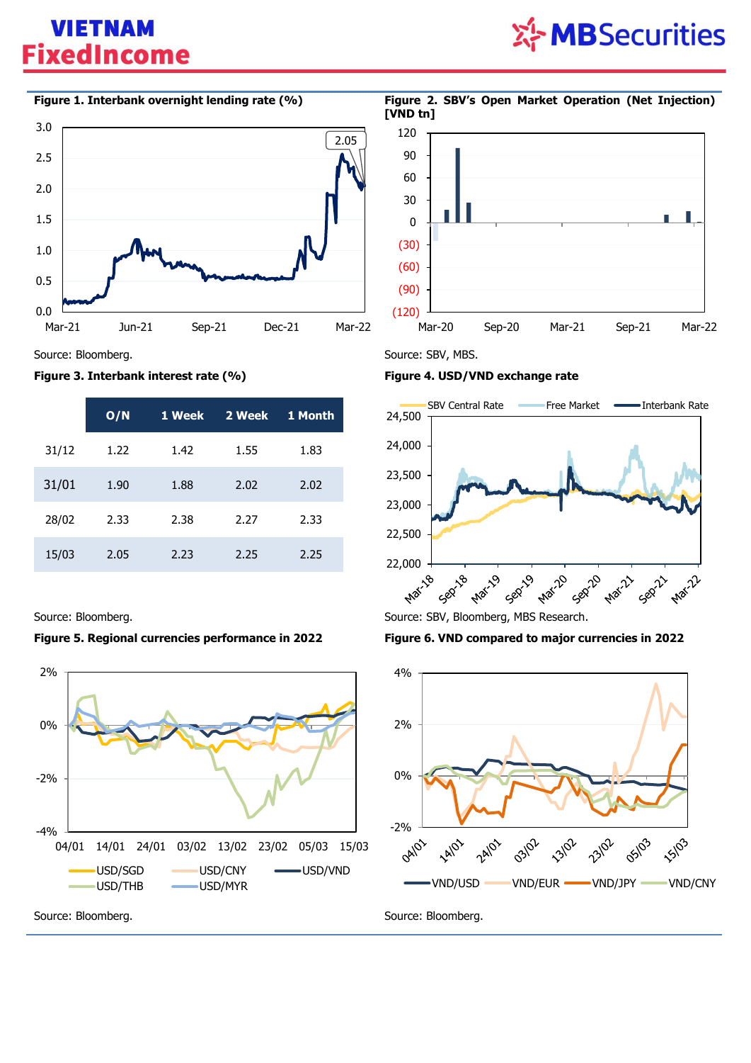**Figure 1. Interbank overnight lending rate (%)**

Source: Bloomberg.

**Figure 2. SBV's Open Market Operation (Net Injection) [VND tn]**

Source: SBV, MBS.

**Figure 3. Interbank interest rate (%)**

| | O/N | 1 Week | 2 Week | 1 Month |
|---|---|---|---|---|
| 31/12 | 1.22 | 1.42 | 1.55 | 1.83 |
| 31/01 | 1.90 | 1.88 | 2.02 | 2.02 |
| 28/02 | 2.33 | 2.38 | 2.27 | 2.33 |
| 15/03 | 2.05 | 2.23 | 2.25 | 2.25 |

Source: Bloomberg.

**Figure 4. USD/VND exchange rate**

Source: SBV, Bloomberg, MBS Research.

**Figure 5. Regional currencies performance in 2022**

Source: Bloomberg.

**Figure 6. VND compared to major currencies in 2022**

Source: Bloomberg.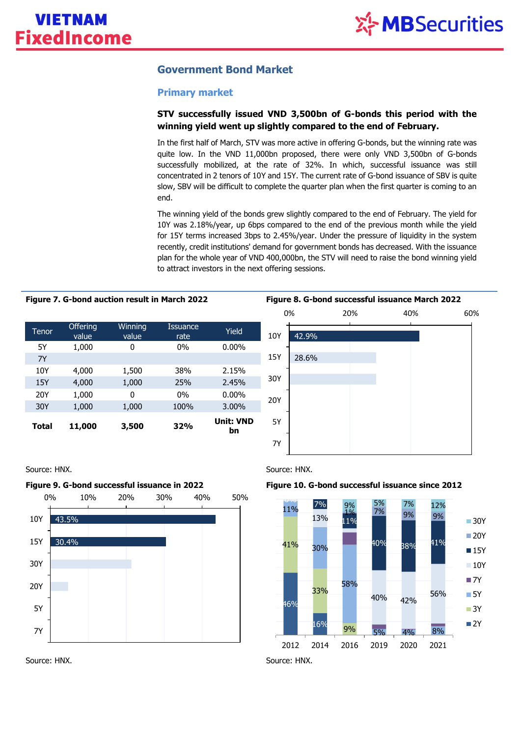## Government Bond Market

### Primary market

**STV successfully issued VND 3,500bn of G-bonds this period with the winning yield went up slightly compared to the end of February.**

In the first half of March, STV was more active in offering G-bonds, but the winning rate was quite low. In the VND 11,000bn proposed, there were only VND 3,500bn of G-bonds successfully mobilized, at the rate of 32%. In which, successful issuance was still concentrated in 2 tenors of 10Y and 15Y. The current rate of G-bond issuance of SBV is quite slow, SBV will be difficult to complete the quarter plan when the first quarter is coming to an end.

The winning yield of the bonds grew slightly compared to the end of February. The yield for 10Y was 2.18%/year, up 6bps compared to the end of the previous month while the yield for 15Y terms increased 3bps to 2.45%/year. Under the pressure of liquidity in the system recently, credit institutions' demand for government bonds has decreased. With the issuance plan for the whole year of VND 400,000bn, the STV will need to raise the bond winning yield to attract investors in the next offering sessions.

**Figure 7. G-bond auction result in March 2022**

| Tenor | Offering value | Winning value | Issuance rate | Yield |
|---|---|---|---|---|
| 5Y | 1,000 | 0 | 0% | 0.00% |
| 7Y | | | | |
| 10Y | 4,000 | 1,500 | 38% | 2.15% |
| 15Y | 4,000 | 1,000 | 25% | 2.45% |
| 20Y | 1,000 | 0 | 0% | 0.00% |
| 30Y | 1,000 | 1,000 | 100% | 3.00% |
| **Total** | **11,000** | **3,500** | **32%** | **Unit: VND bn** |

Source: HNX.

**Figure 8. G-bond successful issuance March 2022**

| Tenor | Share |
|---|---|
| 10Y | 42.9% |
| 15Y | 28.6% |
| 30Y | |
| 20Y | |
| 5Y | |
| 7Y | |

Source: HNX.

**Figure 9. G-bond successful issuance in 2022**

| Tenor | Share |
|---|---|
| 10Y | 43.5% |
| 15Y | 30.4% |
| 30Y | |
| 20Y | |
| 5Y | |
| 7Y | |

Source: HNX.

**Figure 10. G-bond successful issuance since 2012**

| Tenor | 2012 | 2014 | 2016 | 2019 | 2020 | 2021 |
|---|---|---|---|---|---|---|
| 30Y | | 7% | 9% | 5% | 7% | 12% |
| 20Y | | | 1% | 7% | 9% | 9% |
| 15Y | | | 11% | 40% | 38% | 41% |
| 10Y | | 13% | | 40% | 42% | 56% |
| 7Y | | | | | | |
| 5Y | 11% | 30% | 58% | 5% | 4% | 8% |
| 3Y | 41% | 33% | 9% | | | |
| 2Y | 46% | 16% | | | | |

Source: HNX.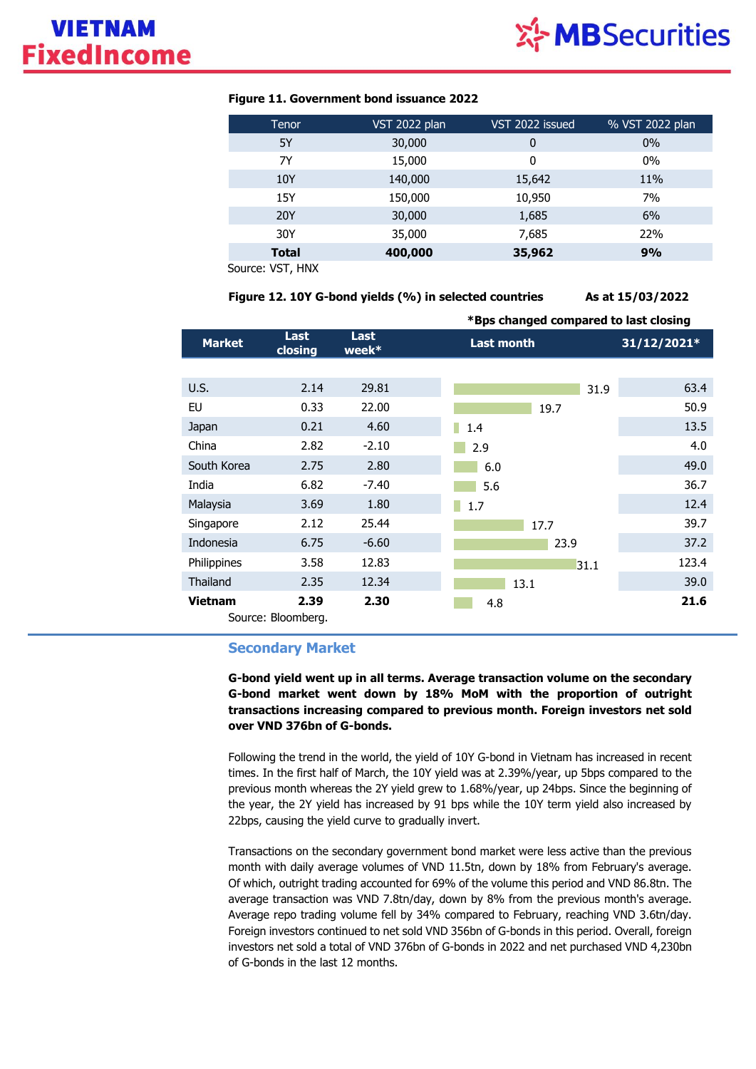**Figure 11. Government bond issuance 2022**

| Tenor | VST 2022 plan | VST 2022 issued | % VST 2022 plan |
|---|---|---|---|
| 5Y | 30,000 | 0 | 0% |
| 7Y | 15,000 | 0 | 0% |
| 10Y | 140,000 | 15,642 | 11% |
| 15Y | 150,000 | 10,950 | 7% |
| 20Y | 30,000 | 1,685 | 6% |
| 30Y | 35,000 | 7,685 | 22% |
| **Total** | **400,000** | **35,962** | **9%** |

Source: VST, HNX

**Figure 12. 10Y G-bond yields (%) in selected countries** **As at 15/03/2022**

***Bps changed compared to last closing**

| Market | Last closing | Last week* | Last month | 31/12/2021* |
|---|---|---|---|---|
| U.S. | 2.14 | 29.81 | 31.9 | 63.4 |
| EU | 0.33 | 22.00 | 19.7 | 50.9 |
| Japan | 0.21 | 4.60 | 1.4 | 13.5 |
| China | 2.82 | -2.10 | 2.9 | 4.0 |
| South Korea | 2.75 | 2.80 | 6.0 | 49.0 |
| India | 6.82 | -7.40 | 5.6 | 36.7 |
| Malaysia | 3.69 | 1.80 | 1.7 | 12.4 |
| Singapore | 2.12 | 25.44 | 17.7 | 39.7 |
| Indonesia | 6.75 | -6.60 | 23.9 | 37.2 |
| Philippines | 3.58 | 12.83 | 31.1 | 123.4 |
| Thailand | 2.35 | 12.34 | 13.1 | 39.0 |
| **Vietnam** | **2.39** | **2.30** | 4.8 | **21.6** |

Source: Bloomberg.

## Secondary Market

**G-bond yield went up in all terms. Average transaction volume on the secondary G-bond market went down by 18% MoM with the proportion of outright transactions increasing compared to previous month. Foreign investors net sold over VND 376bn of G-bonds.**

Following the trend in the world, the yield of 10Y G-bond in Vietnam has increased in recent times. In the first half of March, the 10Y yield was at 2.39%/year, up 5bps compared to the previous month whereas the 2Y yield grew to 1.68%/year, up 24bps. Since the beginning of the year, the 2Y yield has increased by 91 bps while the 10Y term yield also increased by 22bps, causing the yield curve to gradually invert.

Transactions on the secondary government bond market were less active than the previous month with daily average volumes of VND 11.5tn, down by 18% from February's average. Of which, outright trading accounted for 69% of the volume this period and VND 86.8tn. The average transaction was VND 7.8tn/day, down by 8% from the previous month's average. Average repo trading volume fell by 34% compared to February, reaching VND 3.6tn/day. Foreign investors continued to net sold VND 356bn of G-bonds in this period. Overall, foreign investors net sold a total of VND 376bn of G-bonds in 2022 and net purchased VND 4,230bn of G-bonds in the last 12 months.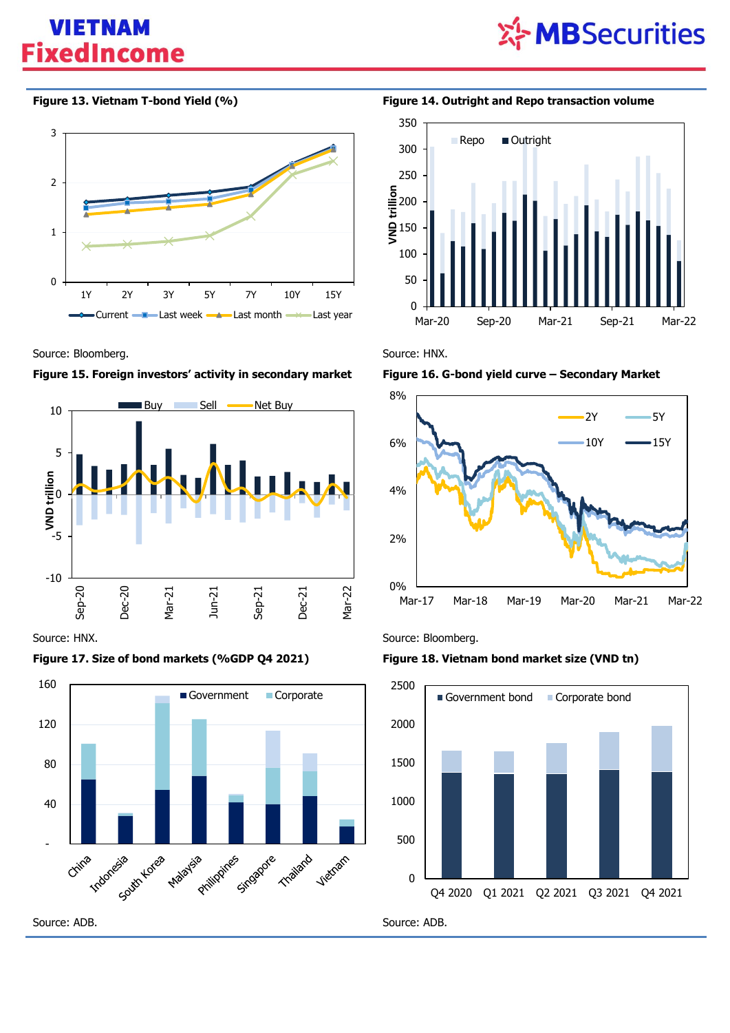**Figure 13. Vietnam T-bond Yield (%)**

Source: Bloomberg.

**Figure 14. Outright and Repo transaction volume**

Source: HNX.

**Figure 15. Foreign investors' activity in secondary market**

Source: HNX.

**Figure 16. G-bond yield curve – Secondary Market**

Source: Bloomberg.

**Figure 17. Size of bond markets (%GDP Q4 2021)**

Source: ADB.

**Figure 18. Vietnam bond market size (VND tn)**

Source: ADB.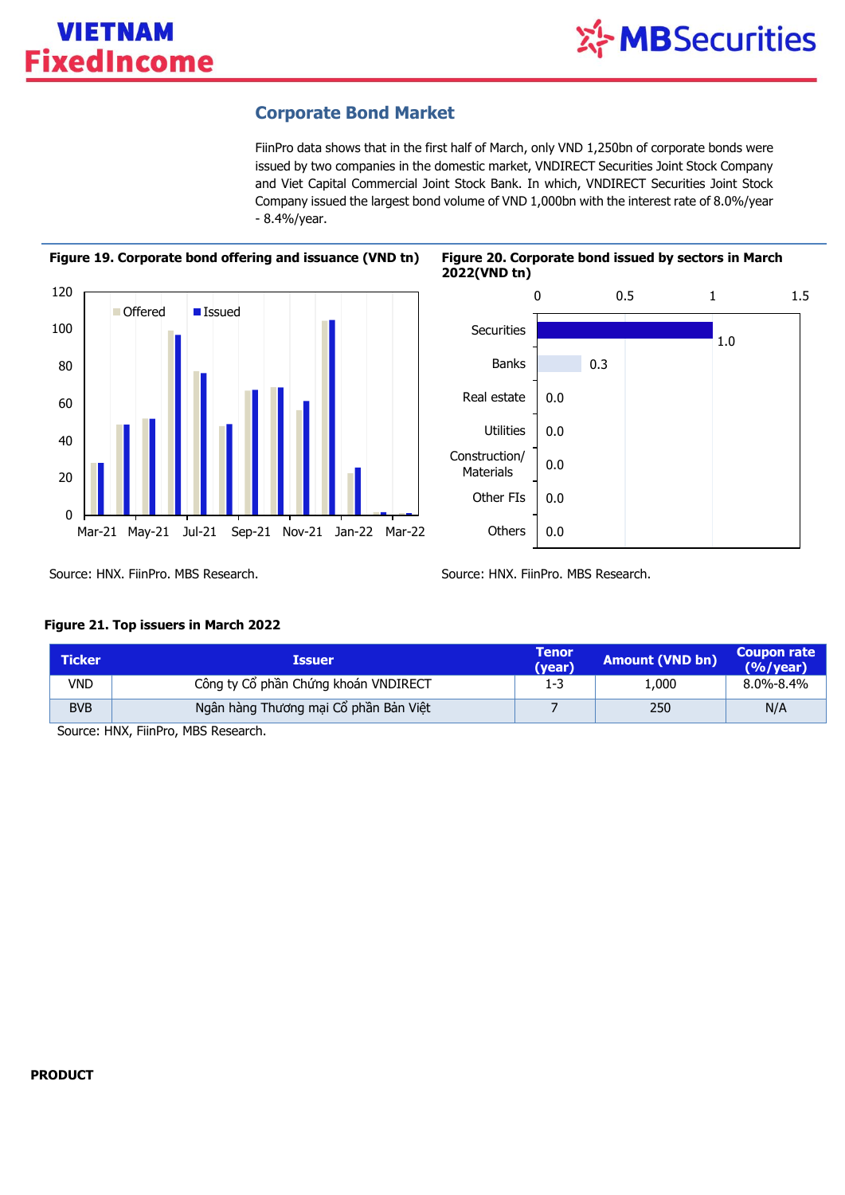## Corporate Bond Market

FiinPro data shows that in the first half of March, only VND 1,250bn of corporate bonds were issued by two companies in the domestic market, VNDIRECT Securities Joint Stock Company and Viet Capital Commercial Joint Stock Bank. In which, VNDIRECT Securities Joint Stock Company issued the largest bond volume of VND 1,000bn with the interest rate of 8.0%/year - 8.4%/year.

**Figure 19. Corporate bond offering and issuance (VND tn)**

Source: HNX. FiinPro. MBS Research.

**Figure 20. Corporate bond issued by sectors in March 2022(VND tn)**

| Sector | VND tn |
|---|---|
| Securities | 1.0 |
| Banks | 0.3 |
| Real estate | 0.0 |
| Utilities | 0.0 |
| Construction/ Materials | 0.0 |
| Other FIs | 0.0 |
| Others | 0.0 |

Source: HNX. FiinPro. MBS Research.

**Figure 21. Top issuers in March 2022**

| Ticker | Issuer | Tenor (year) | Amount (VND bn) | Coupon rate (%/year) |
|---|---|---|---|---|
| VND | Công ty Cổ phần Chứng khoán VNDIRECT | 1-3 | 1,000 | 8.0%-8.4% |
| BVB | Ngân hàng Thương mại Cổ phần Bản Việt | 7 | 250 | N/A |

Source: HNX, FiinPro, MBS Research.

**PRODUCT**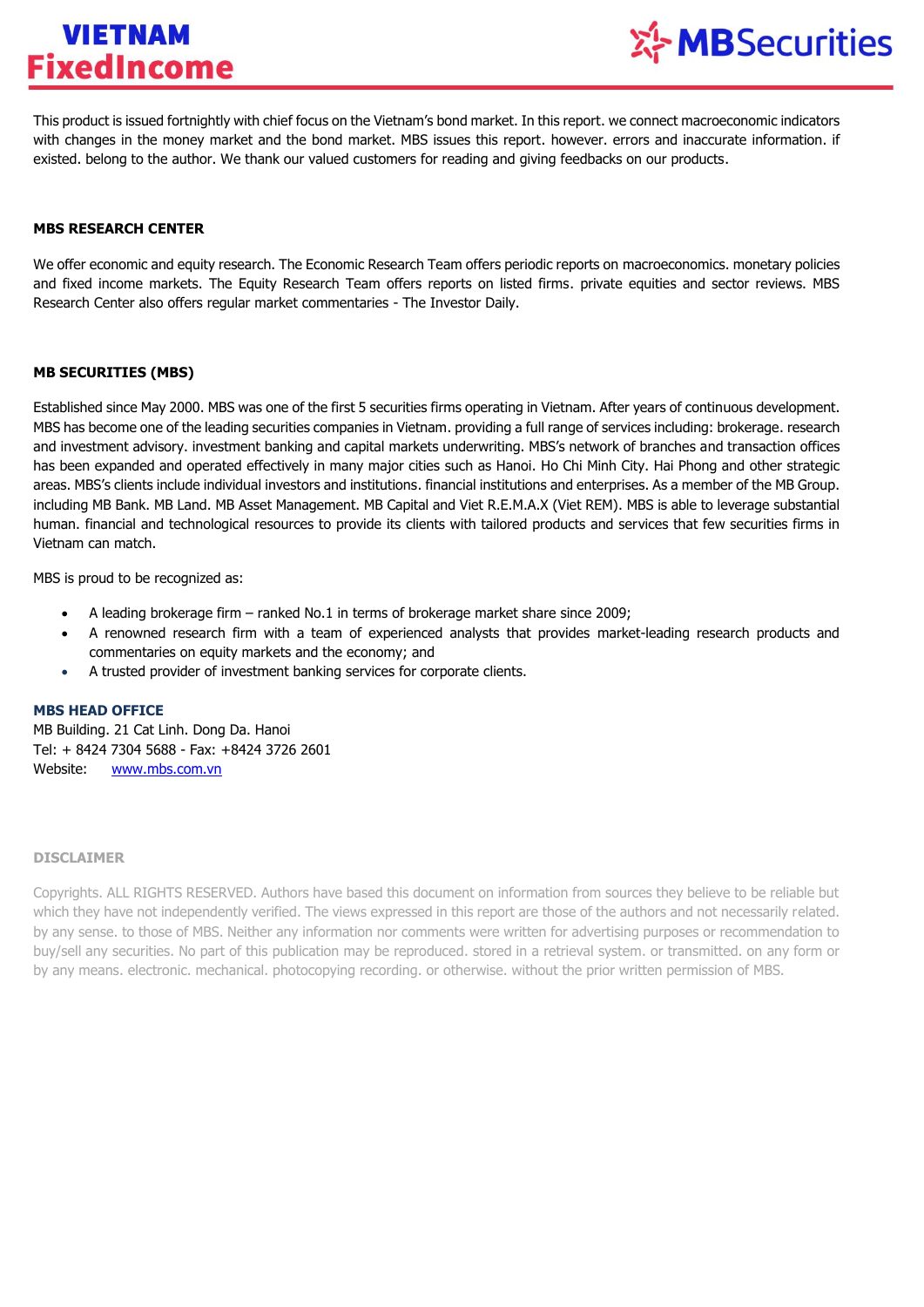This product is issued fortnightly with chief focus on the Vietnam's bond market. In this report. we connect macroeconomic indicators with changes in the money market and the bond market. MBS issues this report. however. errors and inaccurate information. if existed. belong to the author. We thank our valued customers for reading and giving feedbacks on our products.

**MBS RESEARCH CENTER**

We offer economic and equity research. The Economic Research Team offers periodic reports on macroeconomics. monetary policies and fixed income markets. The Equity Research Team offers reports on listed firms. private equities and sector reviews. MBS Research Center also offers regular market commentaries - The Investor Daily.

**MB SECURITIES (MBS)**

Established since May 2000. MBS was one of the first 5 securities firms operating in Vietnam. After years of continuous development. MBS has become one of the leading securities companies in Vietnam. providing a full range of services including: brokerage. research and investment advisory. investment banking and capital markets underwriting. MBS's network of branches and transaction offices has been expanded and operated effectively in many major cities such as Hanoi. Ho Chi Minh City. Hai Phong and other strategic areas. MBS's clients include individual investors and institutions. financial institutions and enterprises. As a member of the MB Group. including MB Bank. MB Land. MB Asset Management. MB Capital and Viet R.E.M.A.X (Viet REM). MBS is able to leverage substantial human. financial and technological resources to provide its clients with tailored products and services that few securities firms in Vietnam can match.

MBS is proud to be recognized as:

- A leading brokerage firm – ranked No.1 in terms of brokerage market share since 2009;
- A renowned research firm with a team of experienced analysts that provides market-leading research products and commentaries on equity markets and the economy; and
- A trusted provider of investment banking services for corporate clients.

**MBS HEAD OFFICE**
MB Building. 21 Cat Linh. Dong Da. Hanoi
Tel: + 8424 7304 5688 - Fax: +8424 3726 2601
Website: www.mbs.com.vn

**DISCLAIMER**

Copyrights. ALL RIGHTS RESERVED. Authors have based this document on information from sources they believe to be reliable but which they have not independently verified. The views expressed in this report are those of the authors and not necessarily related. by any sense. to those of MBS. Neither any information nor comments were written for advertising purposes or recommendation to buy/sell any securities. No part of this publication may be reproduced. stored in a retrieval system. or transmitted. on any form or by any means. electronic. mechanical. photocopying recording. or otherwise. without the prior written permission of MBS.